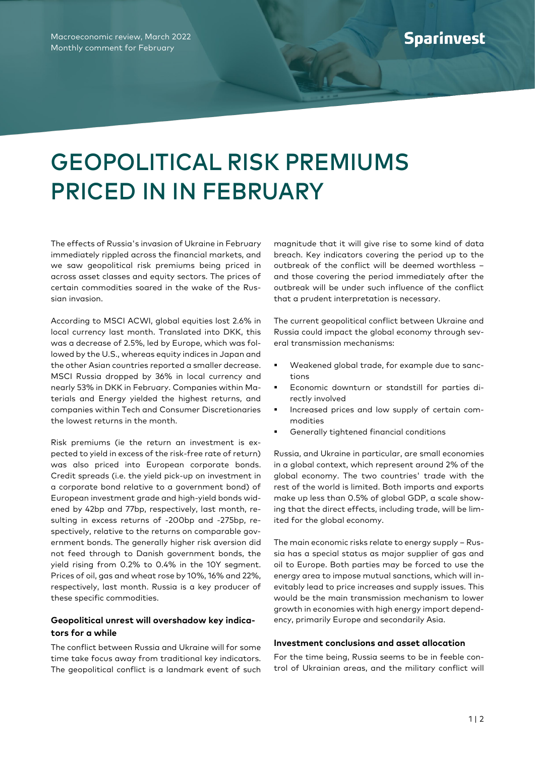Macroeconomic review, March 2022
Monthly comment for February

# GEOPOLITICAL RISK PREMIUMS PRICED IN IN FEBRUARY

The effects of Russia's invasion of Ukraine in February immediately rippled across the financial markets, and we saw geopolitical risk premiums being priced in across asset classes and equity sectors. The prices of certain commodities soared in the wake of the Russian invasion.

According to MSCI ACWI, global equities lost 2.6% in local currency last month. Translated into DKK, this was a decrease of 2.5%, led by Europe, which was followed by the U.S., whereas equity indices in Japan and the other Asian countries reported a smaller decrease. MSCI Russia dropped by 36% in local currency and nearly 53% in DKK in February. Companies within Materials and Energy yielded the highest returns, and companies within Tech and Consumer Discretionaries the lowest returns in the month.

Risk premiums (ie the return an investment is expected to yield in excess of the risk-free rate of return) was also priced into European corporate bonds. Credit spreads (i.e. the yield pick-up on investment in a corporate bond relative to a government bond) of European investment grade and high-yield bonds widened by 42bp and 77bp, respectively, last month, resulting in excess returns of -200bp and -275bp, respectively, relative to the returns on comparable government bonds. The generally higher risk aversion did not feed through to Danish government bonds, the yield rising from 0.2% to 0.4% in the 10Y segment. Prices of oil, gas and wheat rose by 10%, 16% and 22%, respectively, last month. Russia is a key producer of these specific commodities.

### Geopolitical unrest will overshadow key indicators for a while

The conflict between Russia and Ukraine will for some time take focus away from traditional key indicators. The geopolitical conflict is a landmark event of such magnitude that it will give rise to some kind of data breach. Key indicators covering the period up to the outbreak of the conflict will be deemed worthless – and those covering the period immediately after the outbreak will be under such influence of the conflict that a prudent interpretation is necessary.

The current geopolitical conflict between Ukraine and Russia could impact the global economy through several transmission mechanisms:

- Weakened global trade, for example due to sanctions
- Economic downturn or standstill for parties directly involved
- Increased prices and low supply of certain commodities
- Generally tightened financial conditions

Russia, and Ukraine in particular, are small economies in a global context, which represent around 2% of the global economy. The two countries' trade with the rest of the world is limited. Both imports and exports make up less than 0.5% of global GDP, a scale showing that the direct effects, including trade, will be limited for the global economy.

The main economic risks relate to energy supply – Russia has a special status as major supplier of gas and oil to Europe. Both parties may be forced to use the energy area to impose mutual sanctions, which will inevitably lead to price increases and supply issues. This would be the main transmission mechanism to lower growth in economies with high energy import dependency, primarily Europe and secondarily Asia.

### Investment conclusions and asset allocation

For the time being, Russia seems to be in feeble control of Ukrainian areas, and the military conflict will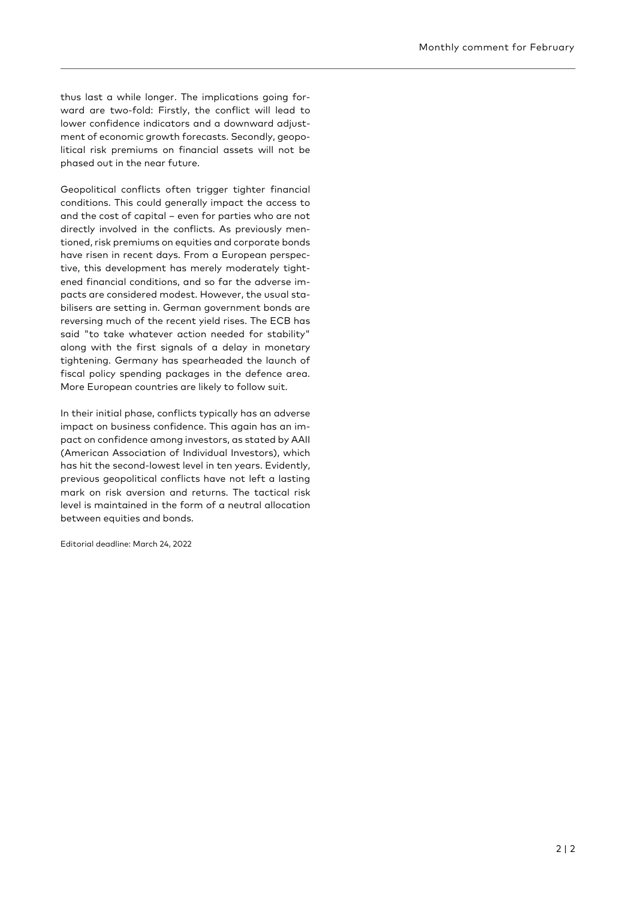thus last a while longer. The implications going forward are two-fold: Firstly, the conflict will lead to lower confidence indicators and a downward adjustment of economic growth forecasts. Secondly, geopolitical risk premiums on financial assets will not be phased out in the near future.

Geopolitical conflicts often trigger tighter financial conditions. This could generally impact the access to and the cost of capital – even for parties who are not directly involved in the conflicts. As previously mentioned, risk premiums on equities and corporate bonds have risen in recent days. From a European perspective, this development has merely moderately tightened financial conditions, and so far the adverse impacts are considered modest. However, the usual stabilisers are setting in. German government bonds are reversing much of the recent yield rises. The ECB has said "to take whatever action needed for stability" along with the first signals of a delay in monetary tightening. Germany has spearheaded the launch of fiscal policy spending packages in the defence area. More European countries are likely to follow suit.

In their initial phase, conflicts typically has an adverse impact on business confidence. This again has an impact on confidence among investors, as stated by AAII (American Association of Individual Investors), which has hit the second-lowest level in ten years. Evidently, previous geopolitical conflicts have not left a lasting mark on risk aversion and returns. The tactical risk level is maintained in the form of a neutral allocation between equities and bonds.

Editorial deadline: March 24, 2022